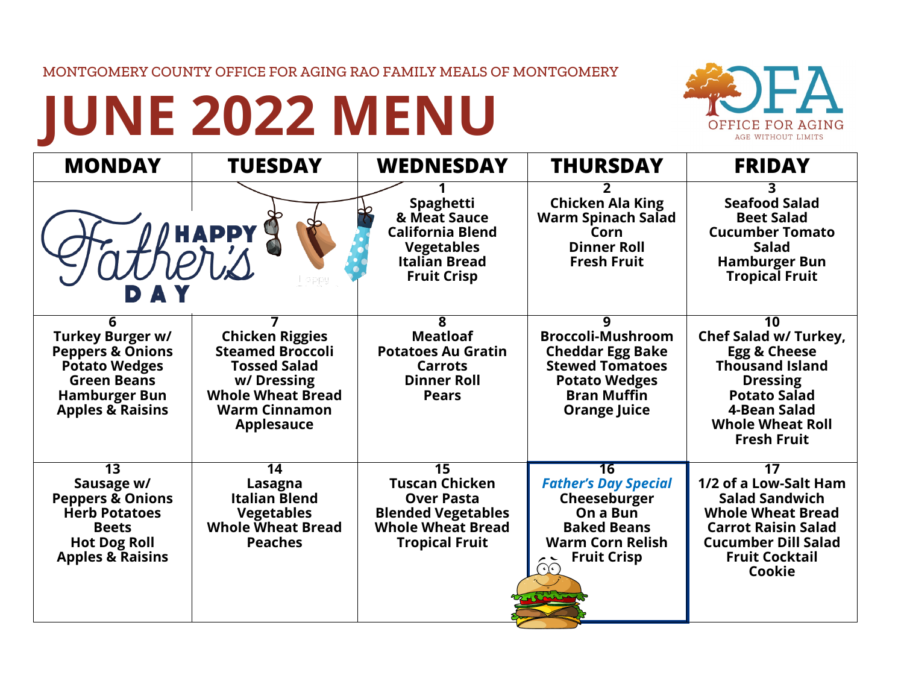MONTGOMERY COUNTY OFFICE FOR AGING RAO FAMILY MEALS OF MONTGOMERY

# JUNE 2022 MENU

OFA OFFICE FOR AGING
AGE WITHOUT LIMITS

| MONDAY | TUESDAY | WEDNESDAY | THURSDAY | FRIDAY |
|---|---|---|---|---|
| Happy Father's Day | | **1** Spaghetti & Meat Sauce California Blend Vegetables Italian Bread Fruit Crisp | **2** Chicken Ala King Warm Spinach Salad Corn Dinner Roll Fresh Fruit | **3** Seafood Salad Beet Salad Cucumber Tomato Salad Hamburger Bun Tropical Fruit |
| **6** Turkey Burger w/ Peppers & Onions Potato Wedges Green Beans Hamburger Bun Apples & Raisins | **7** Chicken Riggies Steamed Broccoli Tossed Salad w/ Dressing Whole Wheat Bread Warm Cinnamon Applesauce | **8** Meatloaf Potatoes Au Gratin Carrots Dinner Roll Pears | **9** Broccoli-Mushroom Cheddar Egg Bake Stewed Tomatoes Potato Wedges Bran Muffin Orange Juice | **10** Chef Salad w/ Turkey, Egg & Cheese Thousand Island Dressing Potato Salad 4-Bean Salad Whole Wheat Roll Fresh Fruit |
| **13** Sausage w/ Peppers & Onions Herb Potatoes Beets Hot Dog Roll Apples & Raisins | **14** Lasagna Italian Blend Vegetables Whole Wheat Bread Peaches | **15** Tuscan Chicken Over Pasta Blended Vegetables Whole Wheat Bread Tropical Fruit | **16** *Father's Day Special* Cheeseburger On a Bun Baked Beans Warm Corn Relish Fruit Crisp | **17** 1/2 of a Low-Salt Ham Salad Sandwich Whole Wheat Bread Carrot Raisin Salad Cucumber Dill Salad Fruit Cocktail Cookie |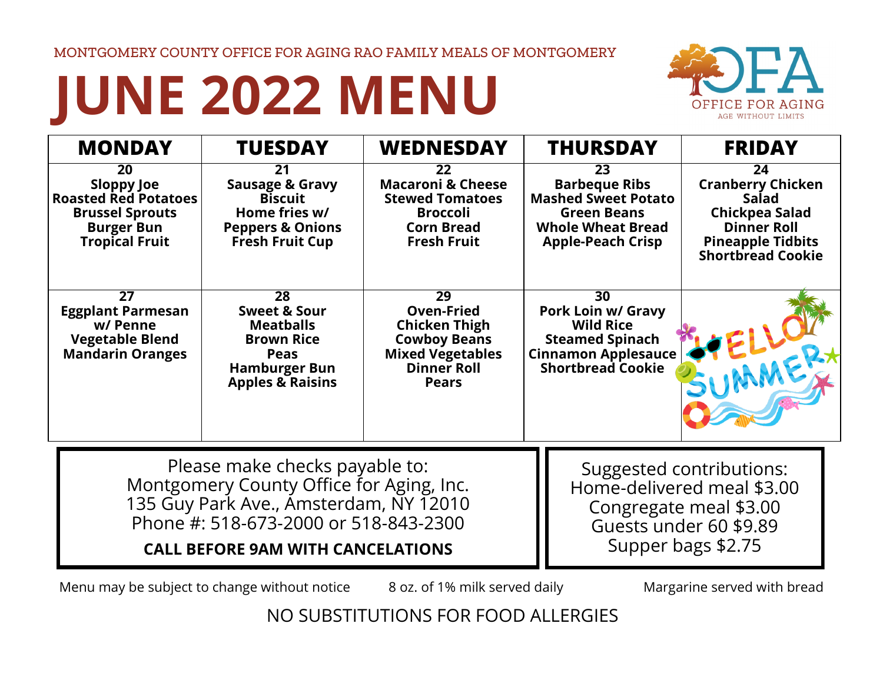MONTGOMERY COUNTY OFFICE FOR AGING RAO FAMILY MEALS OF MONTGOMERY

# JUNE 2022 MENU

OFA OFFICE FOR AGING AGE WITHOUT LIMITS

| MONDAY | TUESDAY | WEDNESDAY | THURSDAY | FRIDAY |
|---|---|---|---|---|
| **20** Sloppy Joe Roasted Red Potatoes Brussel Sprouts Burger Bun Tropical Fruit | **21** Sausage & Gravy Biscuit Home fries w/ Peppers & Onions Fresh Fruit Cup | **22** Macaroni & Cheese Stewed Tomatoes Broccoli Corn Bread Fresh Fruit | **23** Barbeque Ribs Mashed Sweet Potato Green Beans Whole Wheat Bread Apple-Peach Crisp | **24** Cranberry Chicken Salad Chickpea Salad Dinner Roll Pineapple Tidbits Shortbread Cookie |
| **27** Eggplant Parmesan w/ Penne Vegetable Blend Mandarin Oranges | **28** Sweet & Sour Meatballs Brown Rice Peas Hamburger Bun Apples & Raisins | **29** Oven-Fried Chicken Thigh Cowboy Beans Mixed Vegetables Dinner Roll Pears | **30** Pork Loin w/ Gravy Wild Rice Steamed Spinach Cinnamon Applesauce Shortbread Cookie | HELLO SUMMER |

Please make checks payable to:
Montgomery County Office for Aging, Inc.
135 Guy Park Ave., Amsterdam, NY 12010
Phone #: 518-673-2000 or 518-843-2300

**CALL BEFORE 9AM WITH CANCELATIONS**

Suggested contributions:
Home-delivered meal $3.00
Congregate meal $3.00
Guests under 60 $9.89
Supper bags $2.75

Menu may be subject to change without notice

8 oz. of 1% milk served daily

Margarine served with bread

NO SUBSTITUTIONS FOR FOOD ALLERGIES